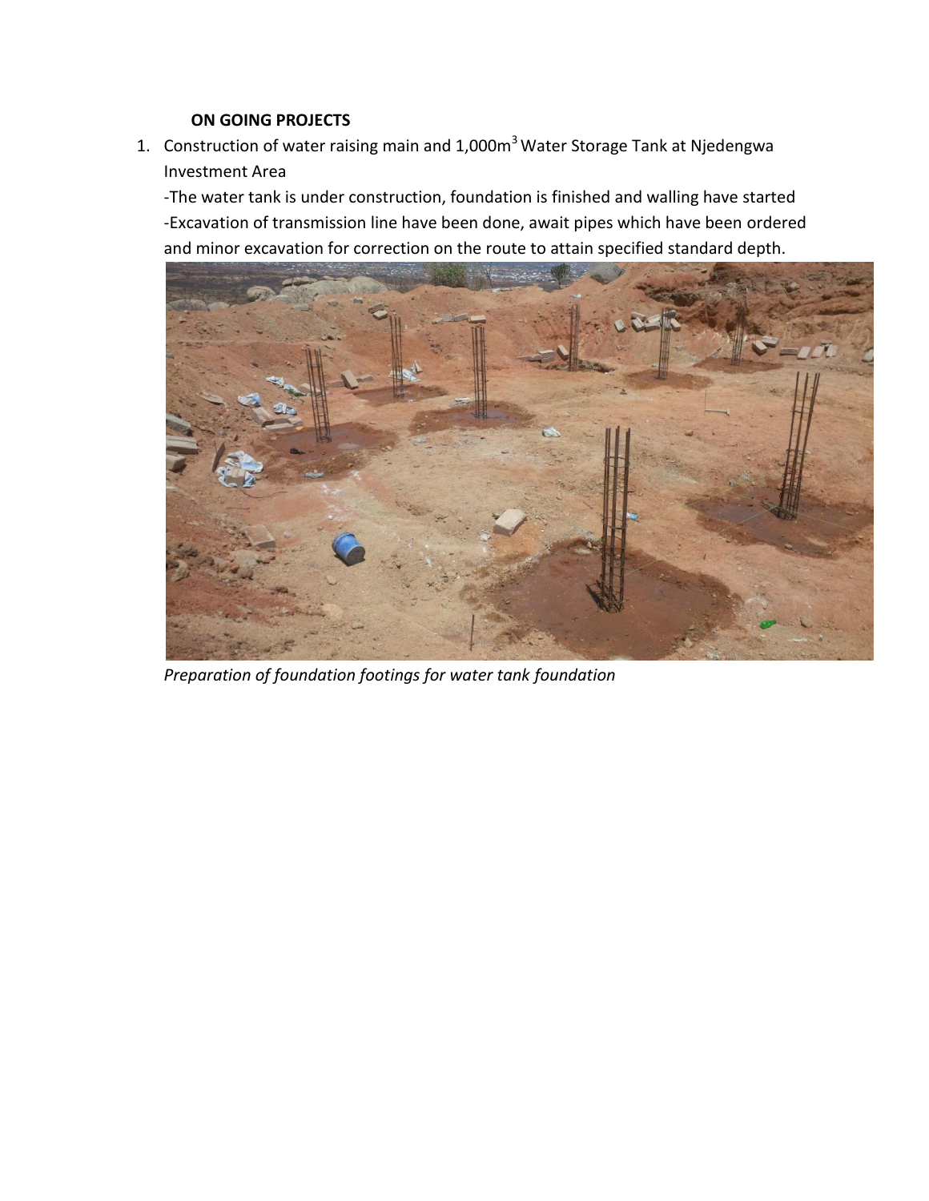**ON GOING PROJECTS**

1. Construction of water raising main and 1,000m$^3$ Water Storage Tank at Njedengwa Investment Area

   -The water tank is under construction, foundation is finished and walling have started

   -Excavation of transmission line have been done, await pipes which have been ordered and minor excavation for correction on the route to attain specified standard depth.

*Preparation of foundation footings for water tank foundation*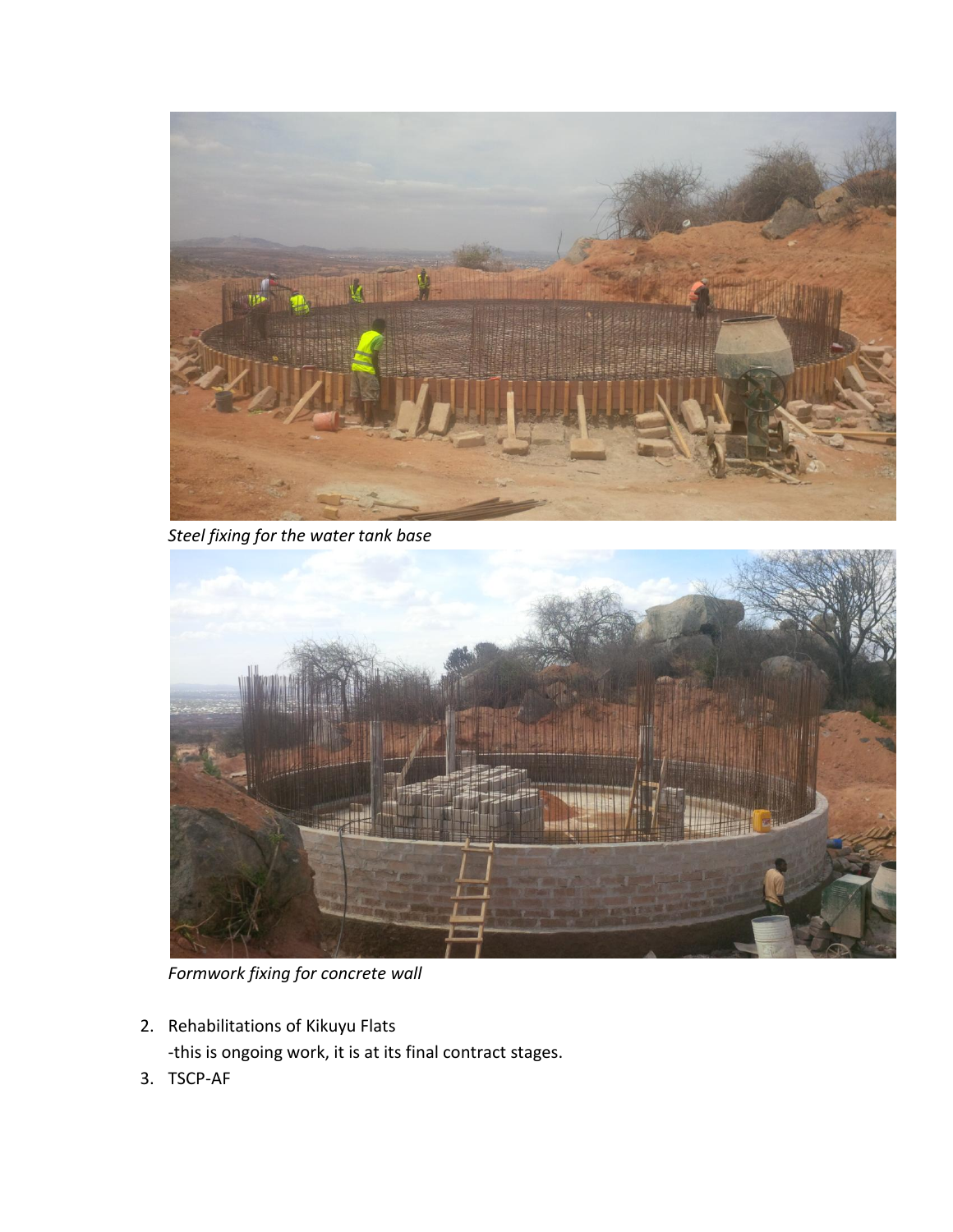*Steel fixing for the water tank base*

*Formwork fixing for concrete wall*

2. Rehabilitations of Kikuyu Flats
   -this is ongoing work, it is at its final contract stages.
3. TSCP-AF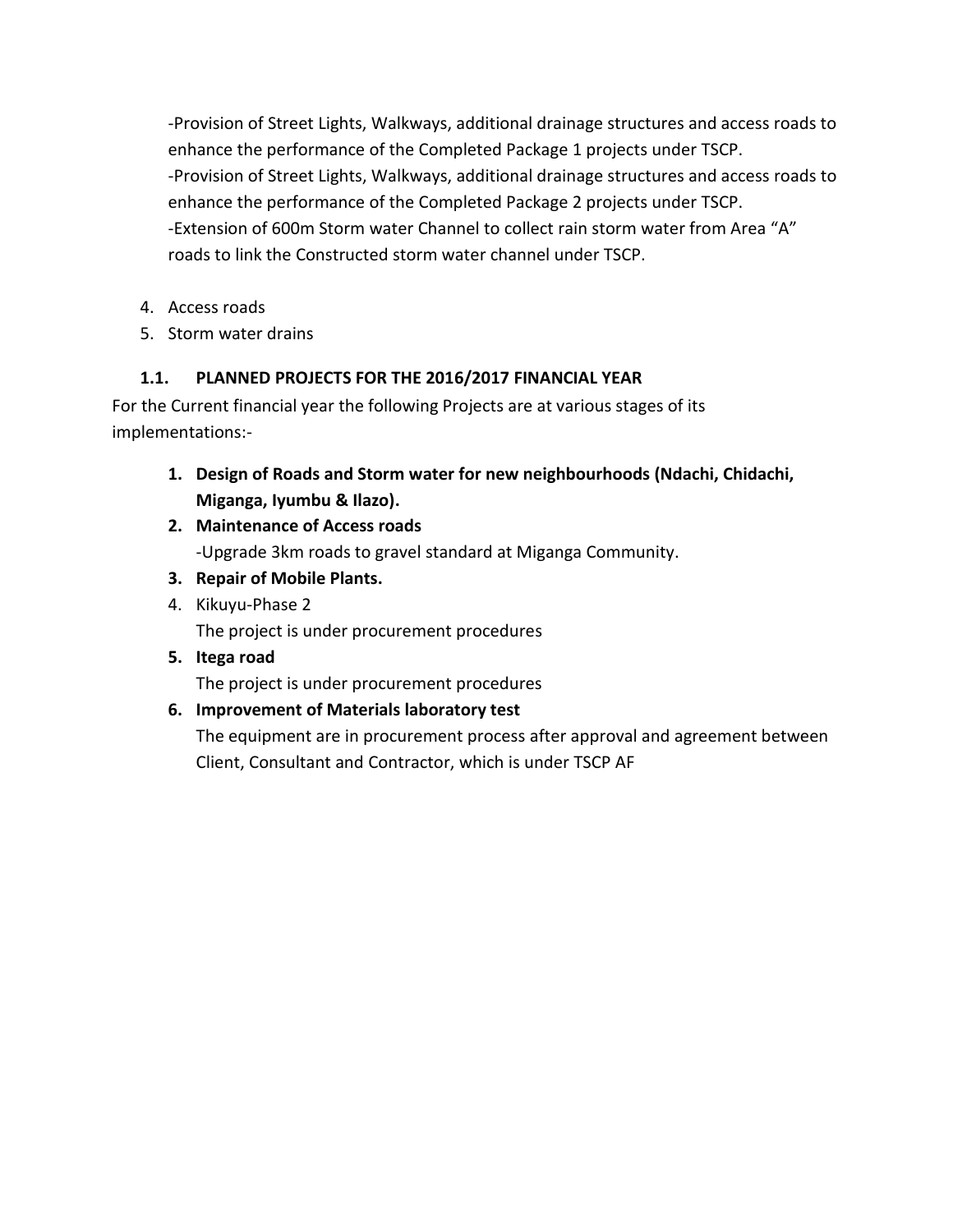-Provision of Street Lights, Walkways, additional drainage structures and access roads to enhance the performance of the Completed Package 1 projects under TSCP.
-Provision of Street Lights, Walkways, additional drainage structures and access roads to enhance the performance of the Completed Package 2 projects under TSCP.
-Extension of 600m Storm water Channel to collect rain storm water from Area "A" roads to link the Constructed storm water channel under TSCP.

4. Access roads
5. Storm water drains

### 1.1. PLANNED PROJECTS FOR THE 2016/2017 FINANCIAL YEAR

For the Current financial year the following Projects are at various stages of its implementations:-

1. **Design of Roads and Storm water for new neighbourhoods (Ndachi, Chidachi, Miganga, Iyumbu & Ilazo).**
2. **Maintenance of Access roads**
   -Upgrade 3km roads to gravel standard at Miganga Community.
3. **Repair of Mobile Plants.**
4. Kikuyu-Phase 2
   The project is under procurement procedures
5. **Itega road**
   The project is under procurement procedures
6. **Improvement of Materials laboratory test**
   The equipment are in procurement process after approval and agreement between Client, Consultant and Contractor, which is under TSCP AF